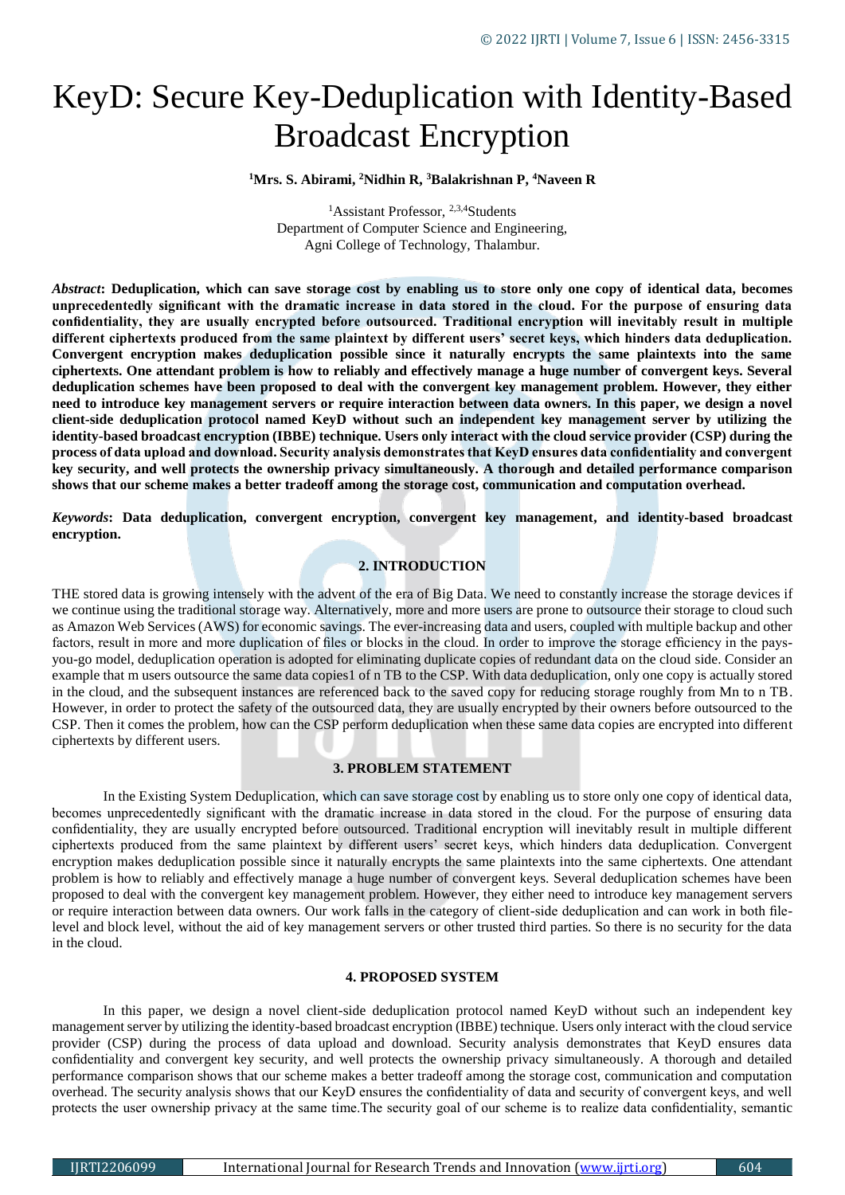# KeyD: Secure Key-Deduplication with Identity-Based Broadcast Encryption

**[1]Mrs. S. Abirami, [2]Nidhin R, [3]Balakrishnan P, [4]Naveen R**

[1]Assistant Professor, [2,3,4]Students
Department of Computer Science and Engineering,
Agni College of Technology, Thalambur.

***Abstract*: Deduplication, which can save storage cost by enabling us to store only one copy of identical data, becomes unprecedentedly significant with the dramatic increase in data stored in the cloud. For the purpose of ensuring data confidentiality, they are usually encrypted before outsourced. Traditional encryption will inevitably result in multiple different ciphertexts produced from the same plaintext by different users' secret keys, which hinders data deduplication. Convergent encryption makes deduplication possible since it naturally encrypts the same plaintexts into the same ciphertexts. One attendant problem is how to reliably and effectively manage a huge number of convergent keys. Several deduplication schemes have been proposed to deal with the convergent key management problem. However, they either need to introduce key management servers or require interaction between data owners. In this paper, we design a novel client-side deduplication protocol named KeyD without such an independent key management server by utilizing the identity-based broadcast encryption (IBBE) technique. Users only interact with the cloud service provider (CSP) during the process of data upload and download. Security analysis demonstrates that KeyD ensures data confidentiality and convergent key security, and well protects the ownership privacy simultaneously. A thorough and detailed performance comparison shows that our scheme makes a better tradeoff among the storage cost, communication and computation overhead.**

***Keywords*: Data deduplication, convergent encryption, convergent key management, and identity-based broadcast encryption.**

## 2. INTRODUCTION

THE stored data is growing intensely with the advent of the era of Big Data. We need to constantly increase the storage devices if we continue using the traditional storage way. Alternatively, more and more users are prone to outsource their storage to cloud such as Amazon Web Services (AWS) for economic savings. The ever-increasing data and users, coupled with multiple backup and other factors, result in more and more duplication of files or blocks in the cloud. In order to improve the storage efficiency in the pays-you-go model, deduplication operation is adopted for eliminating duplicate copies of redundant data on the cloud side. Consider an example that m users outsource the same data copies1 of n TB to the CSP. With data deduplication, only one copy is actually stored in the cloud, and the subsequent instances are referenced back to the saved copy for reducing storage roughly from Mn to n TB. However, in order to protect the safety of the outsourced data, they are usually encrypted by their owners before outsourced to the CSP. Then it comes the problem, how can the CSP perform deduplication when these same data copies are encrypted into different ciphertexts by different users.

## 3. PROBLEM STATEMENT

In the Existing System Deduplication, which can save storage cost by enabling us to store only one copy of identical data, becomes unprecedentedly significant with the dramatic increase in data stored in the cloud. For the purpose of ensuring data confidentiality, they are usually encrypted before outsourced. Traditional encryption will inevitably result in multiple different ciphertexts produced from the same plaintext by different users' secret keys, which hinders data deduplication. Convergent encryption makes deduplication possible since it naturally encrypts the same plaintexts into the same ciphertexts. One attendant problem is how to reliably and effectively manage a huge number of convergent keys. Several deduplication schemes have been proposed to deal with the convergent key management problem. However, they either need to introduce key management servers or require interaction between data owners. Our work falls in the category of client-side deduplication and can work in both file-level and block level, without the aid of key management servers or other trusted third parties. So there is no security for the data in the cloud.

## 4. PROPOSED SYSTEM

In this paper, we design a novel client-side deduplication protocol named KeyD without such an independent key management server by utilizing the identity-based broadcast encryption (IBBE) technique. Users only interact with the cloud service provider (CSP) during the process of data upload and download. Security analysis demonstrates that KeyD ensures data confidentiality and convergent key security, and well protects the ownership privacy simultaneously. A thorough and detailed performance comparison shows that our scheme makes a better tradeoff among the storage cost, communication and computation overhead. The security analysis shows that our KeyD ensures the confidentiality of data and security of convergent keys, and well protects the user ownership privacy at the same time.The security goal of our scheme is to realize data confidentiality, semantic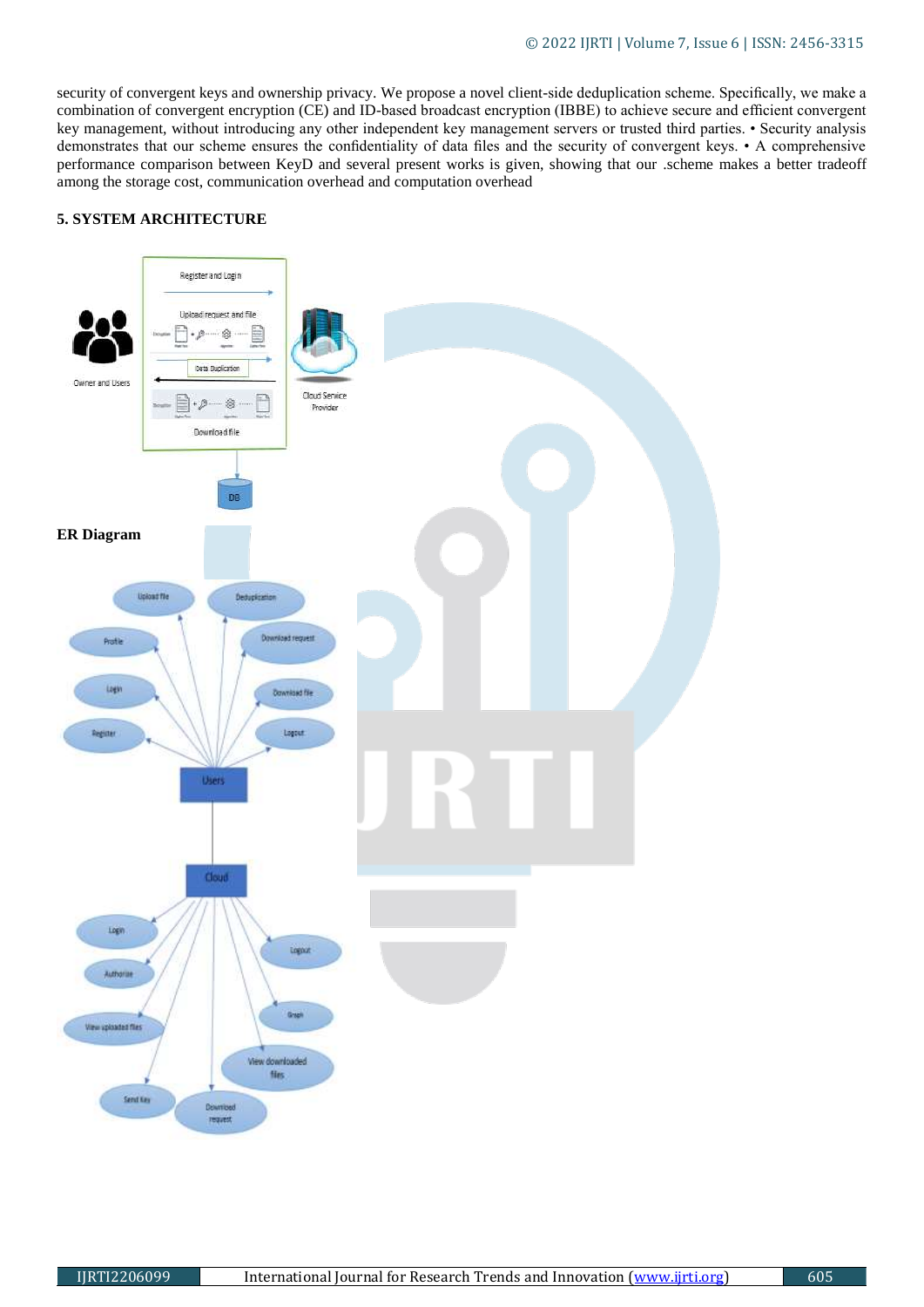security of convergent keys and ownership privacy. We propose a novel client-side deduplication scheme. Specifically, we make a combination of convergent encryption (CE) and ID-based broadcast encryption (IBBE) to achieve secure and efficient convergent key management, without introducing any other independent key management servers or trusted third parties. • Security analysis demonstrates that our scheme ensures the confidentiality of data files and the security of convergent keys. • A comprehensive performance comparison between KeyD and several present works is given, showing that our .scheme makes a better tradeoff among the storage cost, communication overhead and computation overhead

## 5. SYSTEM ARCHITECTURE

**ER Diagram**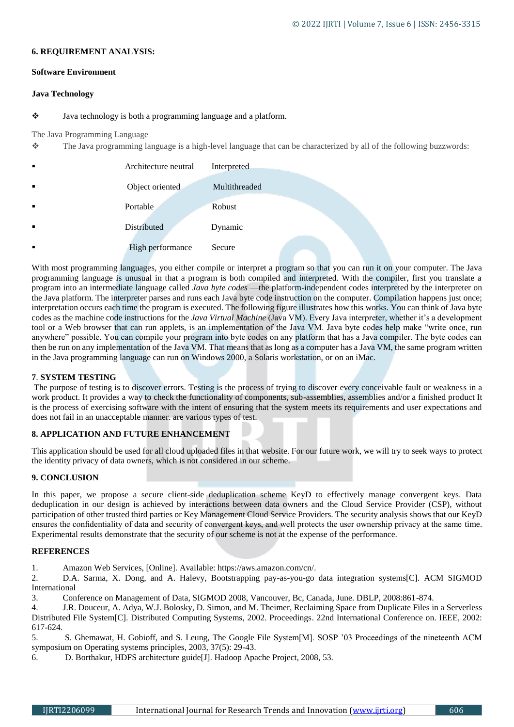## 6. REQUIREMENT ANALYSIS:

**Software Environment**

**Java Technology**

- Java technology is both a programming language and a platform.

The Java Programming Language

- The Java programming language is a high-level language that can be characterized by all of the following buzzwords:

| | |
|---|---|
| Architecture neutral | Interpreted |
| Object oriented | Multithreaded |
| Portable | Robust |
| Distributed | Dynamic |
| High performance | Secure |

With most programming languages, you either compile or interpret a program so that you can run it on your computer. The Java programming language is unusual in that a program is both compiled and interpreted. With the compiler, first you translate a program into an intermediate language called *Java byte codes* —the platform-independent codes interpreted by the interpreter on the Java platform. The interpreter parses and runs each Java byte code instruction on the computer. Compilation happens just once; interpretation occurs each time the program is executed. The following figure illustrates how this works. You can think of Java byte codes as the machine code instructions for the *Java Virtual Machine* (Java VM). Every Java interpreter, whether it's a development tool or a Web browser that can run applets, is an implementation of the Java VM. Java byte codes help make "write once, run anywhere" possible. You can compile your program into byte codes on any platform that has a Java compiler. The byte codes can then be run on any implementation of the Java VM. That means that as long as a computer has a Java VM, the same program written in the Java programming language can run on Windows 2000, a Solaris workstation, or on an iMac.

## 7. SYSTEM TESTING

The purpose of testing is to discover errors. Testing is the process of trying to discover every conceivable fault or weakness in a work product. It provides a way to check the functionality of components, sub-assemblies, assemblies and/or a finished product It is the process of exercising software with the intent of ensuring that the system meets its requirements and user expectations and does not fail in an unacceptable manner. are various types of test.

## 8. APPLICATION AND FUTURE ENHANCEMENT

This application should be used for all cloud uploaded files in that website. For our future work, we will try to seek ways to protect the identity privacy of data owners, which is not considered in our scheme.

## 9. CONCLUSION

In this paper, we propose a secure client-side deduplication scheme KeyD to effectively manage convergent keys. Data deduplication in our design is achieved by interactions between data owners and the Cloud Service Provider (CSP), without participation of other trusted third parties or Key Management Cloud Service Providers. The security analysis shows that our KeyD ensures the confidentiality of data and security of convergent keys, and well protects the user ownership privacy at the same time. Experimental results demonstrate that the security of our scheme is not at the expense of the performance.

## REFERENCES

1. Amazon Web Services, [Online]. Available: https://aws.amazon.com/cn/.
2. D.A. Sarma, X. Dong, and A. Halevy, Bootstrapping pay-as-you-go data integration systems[C]. ACM SIGMOD International
3. Conference on Management of Data, SIGMOD 2008, Vancouver, Bc, Canada, June. DBLP, 2008:861-874.
4. J.R. Douceur, A. Adya, W.J. Bolosky, D. Simon, and M. Theimer, Reclaiming Space from Duplicate Files in a Serverless Distributed File System[C]. Distributed Computing Systems, 2002. Proceedings. 22nd International Conference on. IEEE, 2002: 617-624.
5. S. Ghemawat, H. Gobioff, and S. Leung, The Google File System[M]. SOSP '03 Proceedings of the nineteenth ACM symposium on Operating systems principles, 2003, 37(5): 29-43.
6. D. Borthakur, HDFS architecture guide[J]. Hadoop Apache Project, 2008, 53.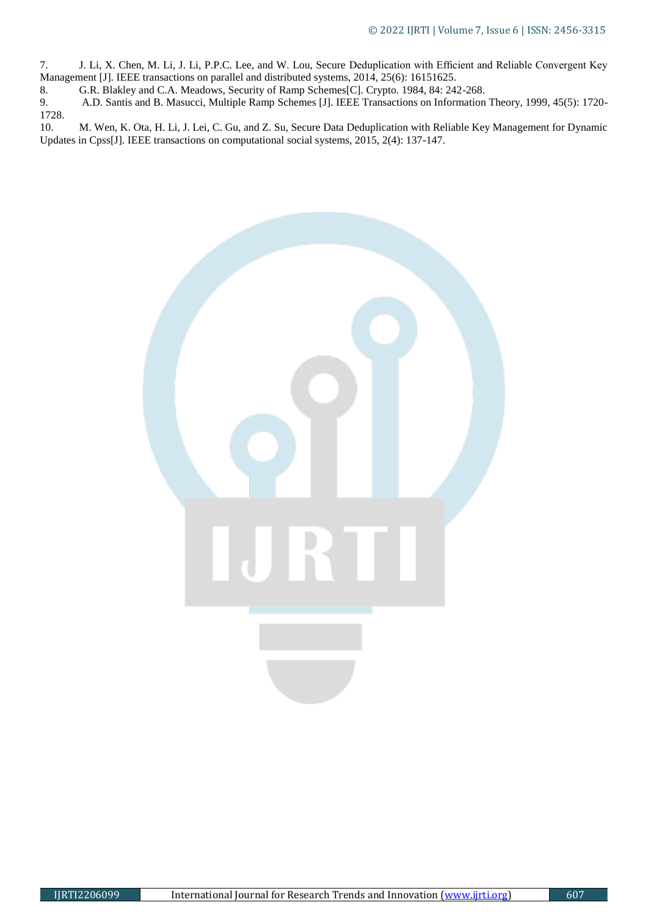7. J. Li, X. Chen, M. Li, J. Li, P.P.C. Lee, and W. Lou, Secure Deduplication with Efficient and Reliable Convergent Key Management [J]. IEEE transactions on parallel and distributed systems, 2014, 25(6): 16151625.
8. G.R. Blakley and C.A. Meadows, Security of Ramp Schemes[C]. Crypto. 1984, 84: 242-268.
9. A.D. Santis and B. Masucci, Multiple Ramp Schemes [J]. IEEE Transactions on Information Theory, 1999, 45(5): 1720-1728.
10. M. Wen, K. Ota, H. Li, J. Lei, C. Gu, and Z. Su, Secure Data Deduplication with Reliable Key Management for Dynamic Updates in Cpss[J]. IEEE transactions on computational social systems, 2015, 2(4): 137-147.